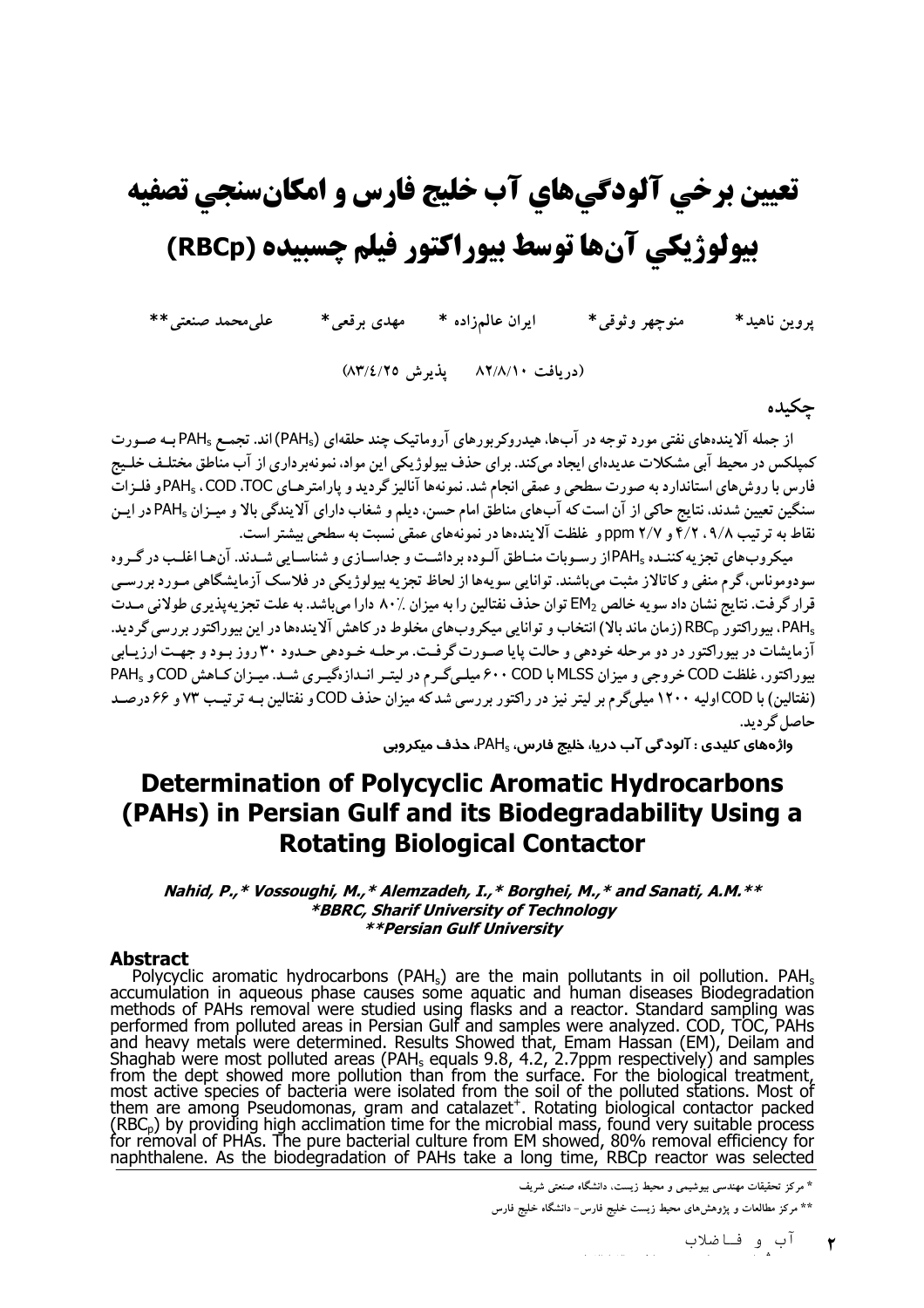# تعیین برخی آلودگی‌های آب خلیج فارس و امکان‌سنجی تصفیه بیولوژیکی آن‌ها توسط بیوراکتور فیلم چسبیده (RBCp)

پروین ناهید\*   منوچهر وثوقی\*   ایران عالم‌زاده \*   مهدی برقعی\*   علی‌محمد صنعتی\*\*

(دریافت ۸۲/۸/۱۰   پذیرش ۸۳/۴/۲۵)

## چکیده

از جمله آلاینده‌های نفتی مورد توجه در آب‌ها، هیدروکربورهای آروماتیک چند حلقه‌ای ($PAH_s$) اند. تجمع $PAH_s$ به صورت کمپلکس در محیط آبی مشکلات عدیده‌ای ایجاد می‌کند. برای حذف بیولوژیکی این مواد، نمونه‌برداری از آب مناطق مختلف خلیج فارس با روش‌های استاندارد به صورت سطحی و عمقی انجام شد. نمونه‌ها آنالیز گردید و پارامترهای TOC، COD، $PAH_s$ و فلزات سنگین تعیین شدند. نتایج حاکی از آن است که آب‌های مناطق امام حسن، دیلم و شغاب دارای آلایندگی بالا و میزان $PAH_s$ در این نقاط به ترتیب ۹/۸، ۴/۲ و ۲/۷ ppm و غلظت آلاینده‌ها در نمونه‌های عمقی نسبت به سطحی بیشتر است.

میکروب‌های تجزیه کننده $PAH_s$ از رسوبات مناطق آلوده برداشت و جداسازی و شناسایی شدند. آن‌ها اغلب در گروه سودوموناس، گرم منفی و کاتالاز مثبت می‌باشند. توانایی سویه‌ها از لحاظ تجزیه بیولوژیکی در فلاسک آزمایشگاهی مورد بررسی قرار گرفت. نتایج نشان داد که سویه خالص $EM_2$ توان حذف نفتالین را به میزان ٪۸۰ دارا می‌باشد. به علت تجزیه‌پذیری طولانی مدت $PAH_s$، بیوراکتور $RBC_p$ (زمان ماند بالا) انتخاب و توانایی میکروب‌های مخلوط در کاهش آلاینده‌ها در این بیوراکتور بررسی گردید. آزمایشات در بیوراکتور در دو مرحله خودهی و حالت پایا صورت گرفت. مرحله خودهی حدود ۳۰ روز بود و جهت ارزیابی بیوراکتور، غلظت COD خروجی و میزان MLSS با COD ۶۰۰ میلی‌گرم در لیتر اندازه‌گیری شد. میزان کاهش COD و $PAH_s$ (نفتالین) با COD اولیه ۱۲۰۰ میلی‌گرم بر لیتر نیز در راکتور بررسی شد که میزان حذف COD و نفتالین به ترتیب ۷۳ و ۶۶ درصد حاصل گردید.

**واژه‌های کلیدی : آلودگی آب دریا، خلیج فارس، $PAH_s$، حذف میکروبی**

# Determination of Polycyclic Aromatic Hydrocarbons (PAHs) in Persian Gulf and its Biodegradability Using a Rotating Biological Contactor

***Nahid, P.,\* Vossoughi, M.,\* Alemzadeh, I.,\* Borghei, M.,\* and Sanati, A.M.\*\****
***\*BBRC, Sharif University of Technology***
***\*\*Persian Gulf University***

## Abstract

Polycyclic aromatic hydrocarbons ($PAH_s$) are the main pollutants in oil pollution. $PAH_s$ accumulation in aqueous phase causes some aquatic and human diseases Biodegradation methods of PAHs removal were studied using flasks and a reactor. Standard sampling was performed from polluted areas in Persian Gulf and samples were analyzed. COD, TOC, PAHs and heavy metals were determined. Results Showed that, Emam Hassan (EM), Deilam and Shaghab were most polluted areas ($PAH_s$ equals 9.8, 4.2, 2.7ppm respectively) and samples from the dept showed more pollution than from the surface. For the biological treatment, most active species of bacteria were isolated from the soil of the polluted stations. Most of them are among Pseudomonas, gram and catalazet$^+$. Rotating biological contactor packed ($RBC_p$) by providing high acclimation time for the microbial mass, found very suitable process for removal of PHAs. The pure bacterial culture from EM showed, 80% removal efficiency for naphthalene. As the biodegradation of PAHs take a long time, RBCp reactor was selected

\* مرکز تحقیقات مهندسی بیوشیمی و محیط زیست، دانشگاه صنعتی شریف

\*\* مرکز مطالعات و پژوهش‌های محیط زیست خلیج فارس- دانشگاه خلیج فارس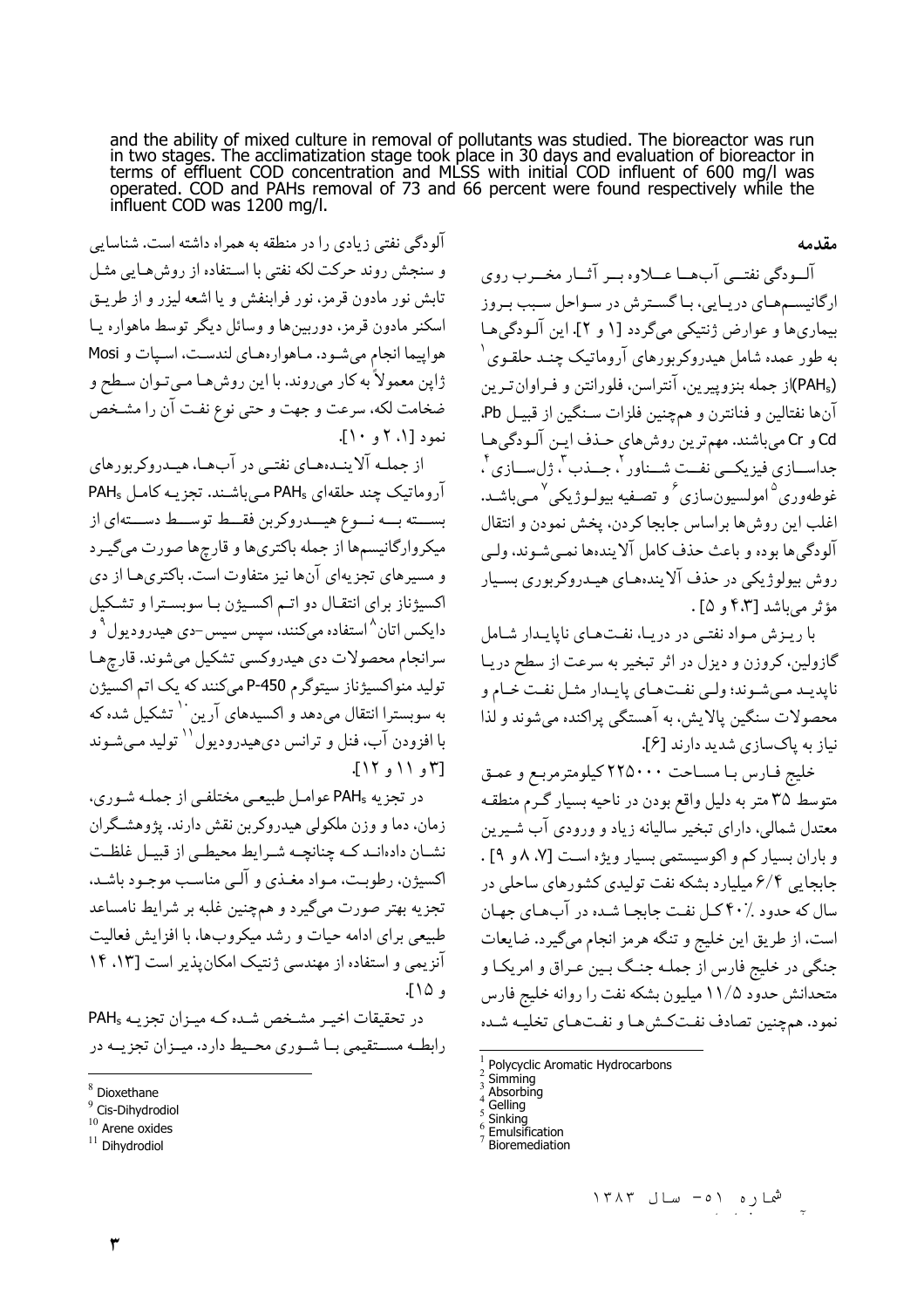and the ability of mixed culture in removal of pollutants was studied. The bioreactor was run in two stages. The acclimatization stage took place in 30 days and evaluation of bioreactor in terms of effluent COD concentration and MLSS with initial COD influent of 600 mg/l was operated. COD and PAHs removal of 73 and 66 percent were found respectively while the influent COD was 1200 mg/l.

## مقدمه

آلودگی نفتی آب‌ها علاوه بر آثار مخرب روی ارگانیسم‌های دریایی، با گسترش در سواحل سبب بروز بیماری‌ها و عوارض ژنتیکی می‌گردد [۱ و ۲]. این آلودگی‌ها به طور عمده شامل هیدروکربورهای آروماتیک چند حلقوی[1] ($PAH_s$)از جمله بنزوپیرین، آنتراسن، فلورانتن و فراوان‌ترین آن‌ها نفتالین و فنانترن و همچنین فلزات سنگین از قبیل Pb، Cd و Cr می‌باشند. مهم‌ترین روش‌های حذف این آلودگی‌ها جداسازی فیزیکی نفت شناور[2]، جذب[3]، ژل‌سازی[4]، غوطه‌وری[5] امولسیون‌سازی[6] و تصفیه بیولوژیکی[7] می‌باشد. اغلب این روش‌ها براساس جابجا کردن، پخش نمودن و انتقال آلودگی‌ها بوده و باعث حذف کامل آلاینده‌ها نمی‌شوند، ولی روش بیولوژیکی در حذف آلاینده‌های هیدروکربوری بسیار مؤثر می‌باشد [۴،۳ و ۵] .

با ریزش مواد نفتی در دریا، نفت‌های ناپایدار شامل گازولین، کروزن و دیزل در اثر تبخیر به سرعت از سطح دریا ناپدید می‌شوند؛ ولی نفت‌های پایدار مثل نفت خام و محصولات سنگین پالایش، به آهستگی پراکنده می‌شوند و لذا نیاز به پاک‌سازی شدید دارند [۶].

خلیج فارس با مساحت ۲۲۵۰۰۰ کیلومترمربع و عمق متوسط ۳۵ متر به دلیل واقع بودن در ناحیه بسیار گرم منطقه معتدل شمالی، دارای تبخیر سالیانه زیاد و ورودی آب شیرین و باران بسیار کم و اکوسیستمی بسیار ویژه است [۸،۷ و ۹] . جابجایی ۶/۴ میلیارد بشکه نفت تولیدی کشورهای ساحلی در سال که حدود ۴۰٪ کل نفت جابجا شده در آب‌های جهان است، از طریق این خلیج و تنگه هرمز انجام می‌گیرد. ضایعات جنگی در خلیج فارس از جمله جنگ بین عراق و امریکا و متحدانش حدود ۱۱/۵ میلیون بشکه نفت را روانه خلیج فارس نمود. همچنین تصادف نفت‌کش‌ها و نفت‌های تخلیه شده آلودگی نفتی زیادی را در منطقه به همراه داشته است. شناسایی و سنجش روند حرکت لکه نفتی با استفاده از روش‌هایی مثل تابش نور مادون قرمز، نور فرابنفش و یا اشعه لیزر و از طریق اسکنر مادون قرمز، دوربین‌ها و وسائل دیگر توسط ماهواره یا هواپیما انجام می‌شود. ماهواره‌های لندست، اسپات و Mosi ژاپن معمولاً به کار می‌روند. با این روش‌ها می‌توان سطح و ضخامت لکه، سرعت و جهت و حتی نوع نفت آن را مشخص نمود [۱، ۲ و ۱۰].

از جمله آلاینده‌های نفتی در آب‌ها، هیدروکربورهای آروماتیک چند حلقه‌ای $PAH_s$ می‌باشند. تجزیه کامل $PAH_s$ بسته به نوع هیدروکربن فقط توسط دسته‌ای از میکروارگانیسم‌ها از جمله باکتری‌ها و قارچ‌ها صورت می‌گیرد و مسیرهای تجزیه‌ای آن‌ها نیز متفاوت است. باکتری‌ها از دی اکسیژناز برای انتقال دو اتم اکسیژن با سوبسترا و تشکیل دایکس اتان[8] استفاده می‌کنند، سپس سیس-دی هیدرودیول[9] و سرانجام محصولات دی هیدروکسی تشکیل می‌شوند. قارچ‌ها تولید منواکسیژناز سیتوگرم P-450 می‌کنند که یک اتم اکسیژن به سوبسترا انتقال می‌دهد و اکسیدهای آرین[10] تشکیل شده که با افزودن آب، فنل و ترانس دی‌هیدرودیول[11] تولید می‌شوند [۳ و ۱۱ و ۱۲].

در تجزیه $PAH_s$ عوامل طبیعی مختلفی از جمله شوری، زمان، دما و وزن ملکولی هیدروکربن نقش دارند. پژوهشگران نشان داده‌اند که چنانچه شرایط محیطی از قبیل غلظت اکسیژن، رطوبت، مواد مغذی و آلی مناسب موجود باشد، تجزیه بهتر صورت می‌گیرد و همچنین غلبه بر شرایط نامساعد طبیعی برای ادامه حیات و رشد میکروب‌ها، با افزایش فعالیت آنزیمی و استفاده از مهندسی ژنتیک امکان‌پذیر است [۱۳، ۱۴ و ۱۵].

در تحقیقات اخیر مشخص شده که میزان تجزیه $PAH_s$ رابطه مستقیمی با شوری محیط دارد. میزان تجزیه در

---

[1] Polycyclic Aromatic Hydrocarbons
[2] Simming
[3] Absorbing
[4] Gelling
[5] Sinking
[6] Emulsification
[7] Bioremediation
[8] Dioxethane
[9] Cis-Dihydrodiol
[10] Arene oxides
[11] Dihydrodiol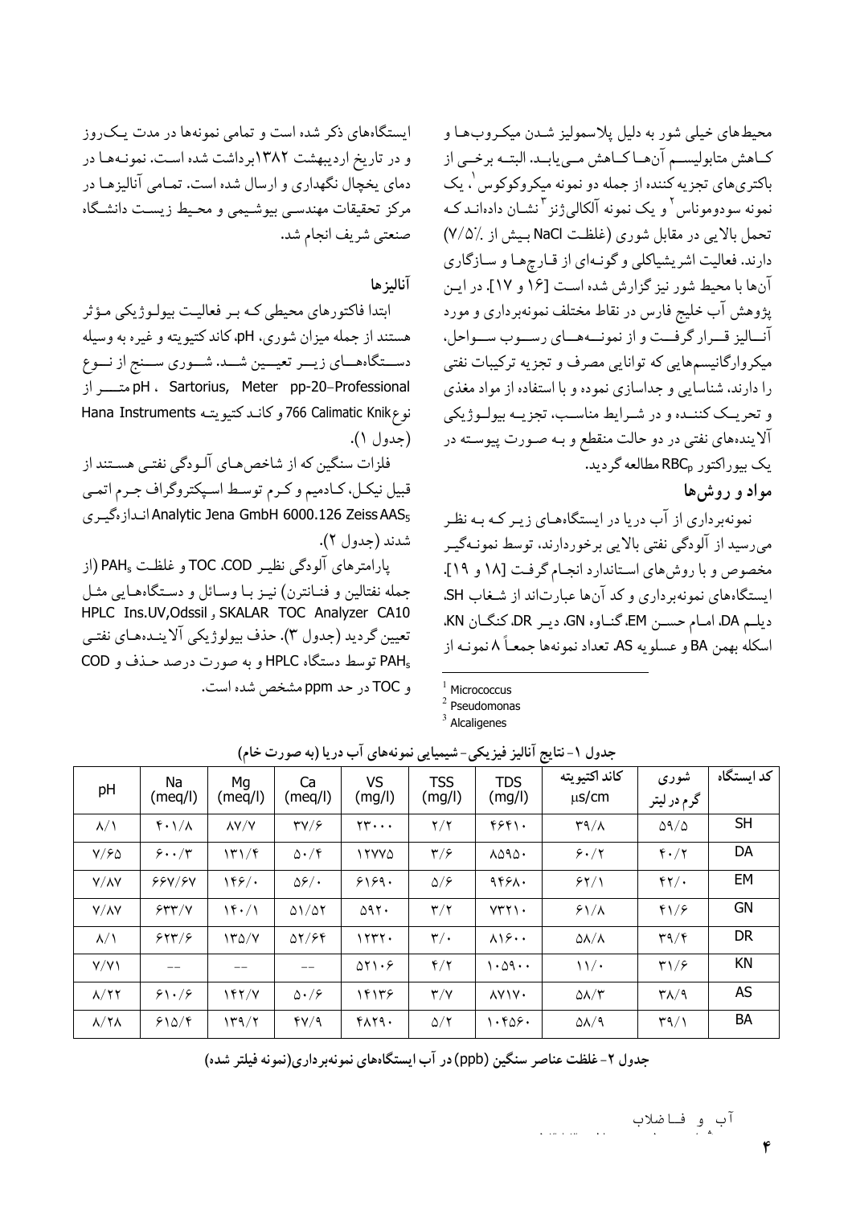محیط‌های خیلی شور به دلیل پلاسمولیز شدن میکروب‌ها و کاهش متابولیسم آن‌ها کاهش می‌یابد. البته برخی از باکتری‌های تجزیه کننده از جمله دو نمونه میکروکوکوس[1]، یک نمونه سودوموناس[2] و یک نمونه آلکالی‌ژنز[3] نشان داده‌اند که تحمل بالایی در مقابل شوری (غلظت NaCl بیش از ٪۷/۵) دارند. فعالیت اشریشیاکلی و گونه‌ای از قارچ‌ها و سازگاری آن‌ها با محیط شور نیز گزارش شده است [۱۶ و ۱۷]. در این پژوهش آب خلیج فارس در نقاط مختلف نمونه‌برداری و مورد آنالیز قرار گرفت و از نمونه‌های رسوب سواحل، میکروارگانیسم‌هایی که توانایی مصرف و تجزیه ترکیبات نفتی را دارند، شناسایی و جداسازی نموده و با استفاده از مواد مغذی و تحریک کننده و در شرایط مناسب، تجزیه بیولوژیکی آلاینده‌های نفتی در دو حالت منقطع و به صورت پیوسته در یک بیوراکتور $RBC_p$ مطالعه گردید.

## مواد و روش‌ها

نمونه‌برداری از آب دریا در ایستگاه‌های زیر که به نظر می‌رسید از آلودگی نفتی بالایی برخوردارند، توسط نمونه‌گیر مخصوص و با روش‌های استاندارد انجام گرفت [۱۸ و ۱۹]. ایستگاه‌های نمونه‌برداری و کد آن‌ها عبارت‌اند از شغاب SH، دیلم DA، امام حسن EM، گناوه GN، دیر DR، کنگان KN، اسکله بهمن BA و عسلویه AS. تعداد نمونه‌ها جمعاً ۸ نمونه از ایستگاه‌های ذکر شده است و تمامی نمونه‌ها در مدت یک‌روز و در تاریخ اردیبهشت ۱۳۸۲برداشت شده است. نمونه‌ها در دمای یخچال نگهداری و ارسال شده است. تمامی آنالیزها در مرکز تحقیقات مهندسی بیوشیمی و محیط زیست دانشگاه صنعتی شریف انجام شد.

[1] Micrococcus
[2] Pseudomonas
[3] Alcaligenes

### آنالیزها

ابتدا فاکتورهای محیطی که بر فعالیت بیولوژیکی مؤثر هستند از جمله میزان شوری، pH، کاند کتیویته و غیره به وسیله دستگاه‌های زیر تعیین شد. شوری سنج از نوع pH ، Sartorius, Meter pp-20-Professional متر از نوع 766 Calimatic Knik و کاند کتیویته Hana Instruments (جدول ۱).

فلزات سنگین که از شاخص‌های آلودگی نفتی هستند از قبیل نیکل، کادمیم و کرم توسط اسپکتروگراف جرم اتمی $Analytic\ Jena\ GmbH\ 6000.126\ Zeiss\ AAS_5$ اندازه‌گیری شدند (جدول ۲).

پارامترهای آلودگی نظیر COD، TOC و غلظت $PAH_s$ (از جمله نفتالین و فنانترن) نیز با وسائل و دستگاه‌هایی مثل HPLC Ins.UV,Odssil و SKALAR TOC Analyzer CA10 تعیین گردید (جدول ۳). حذف بیولوژیکی آلاینده‌های نفتی $PAH_s$ توسط دستگاه HPLC و به صورت درصد حذف و COD و TOC در حد ppm مشخص شده است.

جدول ۱- نتایج آنالیز فیزیکی- شیمیایی نمونه‌های آب دریا (به صورت خام)

| کد ایستگاه | شوری گرم در لیتر | کاند اکتیویته μs/cm | TDS (mg/l) | TSS (mg/l) | VS (mg/l) | Ca (meq/l) | Mg (meq/l) | Na (meq/l) | pH |
|---|---|---|---|---|---|---|---|---|---|
| SH | ۵۹/۵ | ۳۹/۸ | ۴۶۴۱۰ | ۲/۲ | ۲۳۰۰۰ | ۳۷/۶ | ۸۷/۷ | ۴۰۱/۸ | ۸/۱ |
| DA | ۴۰/۲ | ۶۰/۲ | ۸۵۹۵۰ | ۳/۶ | ۱۲۷۷۵ | ۵۰/۴ | ۱۳۱/۴ | ۶۰۰/۳ | ۷/۶۵ |
| EM | ۴۲/۰ | ۶۲/۱ | ۹۴۶۸۰ | ۵/۶ | ۶۱۶۹۰ | ۵۶/۰ | ۱۴۶/۰ | ۶۶۷/۶۷ | ۷/۸۷ |
| GN | ۴۱/۶ | ۶۱/۸ | ۷۳۲۱۰ | ۳/۲ | ۵۹۲۰ | ۵۱/۵۲ | ۱۴۰/۱ | ۶۳۳/۷ | ۷/۸۷ |
| DR | ۳۹/۴ | ۵۸/۸ | ۸۱۶۰۰ | ۳/۰ | ۱۲۳۲۰ | ۵۲/۶۴ | ۱۳۵/۷ | ۶۲۳/۶ | ۸/۱ |
| KN | ۳۱/۶ | ۱۱/۰ | ۱۰۵۹۰۰ | ۴/۲ | ۵۲۱۰۶ | -- | -- | -- | ۷/۷۱ |
| AS | ۳۸/۹ | ۵۸/۳ | ۸۷۱۷۰ | ۳/۷ | ۱۴۱۳۶ | ۵۰/۶ | ۱۴۲/۷ | ۶۱۰/۶ | ۸/۲۲ |
| BA | ۳۹/۱ | ۵۸/۹ | ۱۰۴۵۶۰ | ۵/۲ | ۴۸۲۹۰ | ۴۷/۹ | ۱۳۹/۲ | ۶۱۵/۴ | ۸/۲۸ |

جدول ۲- غلظت عناصر سنگین (ppb) در آب ایستگاه‌های نمونه‌برداری(نمونه فیلتر شده)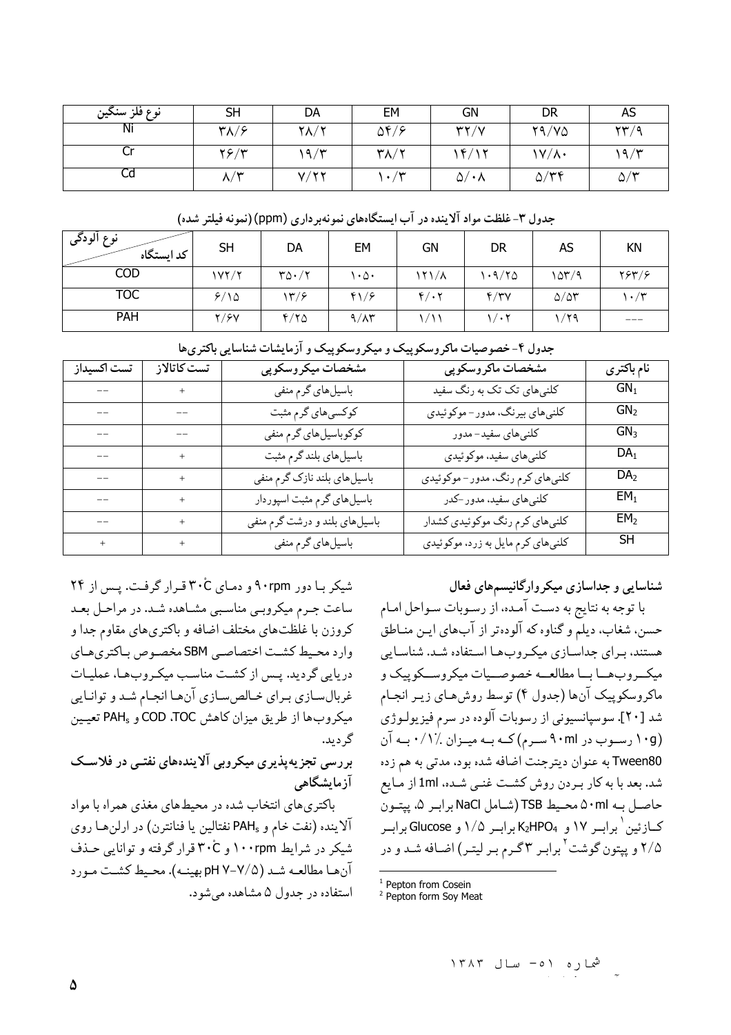| نوع فلز سنگین | SH | DA | EM | GN | DR | AS |
|---|---|---|---|---|---|---|
| Ni | ۳۸/۶ | ۲۸/۲ | ۵۴/۶ | ۳۲/۷ | ۲۹/۷۵ | ۲۳/۹ |
| Cr | ۲۶/۳ | ۱۹/۳ | ۳۸/۲ | ۱۴/۱۲ | ۱۷/۸۰ | ۱۹/۳ |
| Cd | ۸/۳ | ۷/۲۲ | ۱۰/۳ | ۵/۰۸ | ۵/۳۴ | ۵/۳ |

**جدول ۳- غلظت مواد آلاینده در آب ایستگاه‌های نمونه‌برداری (ppm) (نمونه فیلتر شده)**

| نوع آلودگی / کد ایستگاه | SH | DA | EM | GN | DR | AS | KN |
|---|---|---|---|---|---|---|---|
| COD | ۱۷۲/۲ | ۳۵۰/۲ | ۱۰۵۰ | ۱۲۱/۸ | ۱۰۹/۲۵ | ۱۵۳/۹ | ۲۶۳/۶ |
| TOC | ۶/۱۵ | ۱۳/۶ | ۴۱/۶ | ۴/۰۲ | ۴/۳۷ | ۵/۵۳ | ۱۰/۳ |
| PAH | ۲/۶۷ | ۴/۲۵ | ۹/۸۳ | ۱/۱۱ | ۱/۰۲ | ۱/۲۹ | --- |

**جدول ۴- خصوصیات ماکروسکوپیک و میکروسکوپیک و آزمایشات شناسایی باکتری‌ها**

| نام باکتری | مشخصات ماکروسکوپی | مشخصات میکروسکوپی | تست کاتالاز | تست اکسیداز |
|---|---|---|---|---|
| $GN_1$ | کلنی‌های تک تک به رنگ سفید | باسیل‌های گرم منفی | + | -- |
| $GN_2$ | کلنی‌های بیرنگ، مدور- موکوئیدی | کوکسی‌های گرم مثبت | -- | -- |
| $GN_3$ | کلنی‌های سفید- مدور | کوکوباسیل‌های گرم منفی | -- | -- |
| $DA_1$ | کلنی‌های سفید، موکوئیدی | باسیل‌های بلند گرم مثبت | + | -- |
| $DA_2$ | کلنی‌های کرم رنگ، مدور- موکوئیدی | باسیل‌های بلند نازک گرم منفی | + | -- |
| $EM_1$ | کلنی‌های سفید، مدور-کدر | باسیل‌های گرم مثبت اسپوردار | + | -- |
| $EM_2$ | کلنی‌های کرم رنگ موکوئیدی کشدار | باسیل‌های بلند و درشت گرم منفی | + | -- |
| SH | کلنی‌های کرم مایل به زرد، موکوئیدی | باسیل‌های گرم منفی | + | + |

### شناسایی و جداسازی میکروارگانیسم‌های فعال

با توجه به نتایج به دست آمده، از رسوبات سواحل امام حسن، شغاب، دیلم و گناوه که آلوده‌تر از آب‌های این مناطق هستند، برای جداسازی میکروب‌ها استفاده شد. شناسایی میکروب‌ها با مطالعه خصوصیات میکروسکوپیک و ماکروسکوپیک آن‌ها (جدول ۴) توسط روش‌های زیر انجام شد [۲۰]. سوسپانسیونی از رسوبات آلوده در سرم فیزیولوژی (۱۰g رسوب در ۹۰ml سرم) که به میزان ۰/۱٪ به آن Tween80 به عنوان دیترجنت اضافه شده بود، مدتی به هم زده شد. بعد با به کار بردن روش کشت غنی شده، 1ml از مایع حاصل به ۵۰ml محیط TSB (شامل NaCl برابر ۵، پپتون کازئین[1] برابر ۱۷ و $K_2HPO_4$ برابر ۱/۵ و Glucose برابر ۲/۵ و پپتون گوشت[2] برابر ۳ گرم بر لیتر) اضافه شد و در شیکر با دور 90rpm و دمای ۳۰°C قرار گرفت. پس از ۲۴ ساعت جرم میکروبی مناسبی مشاهده شد. در مراحل بعد کروزن با غلظت‌های مختلف اضافه و باکتری‌های مقاوم جدا و وارد محیط کشت اختصاصی SBM مخصوص باکتری‌های دریایی گردید. پس از کشت مناسب میکروب‌ها، عملیات غربال‌سازی برای خالص‌سازی آن‌ها انجام شد و توانایی میکروب‌ها از طریق میزان کاهش COD ،TOC و $PAH_s$ تعیین گردید.

### بررسی تجزیه‌پذیری میکروبی آلاینده‌های نفتی در فلاسک آزمایشگاهی

باکتری‌های انتخاب شده در محیط‌های مغذی همراه با مواد آلاینده (نفت خام و $PAH_s$ نفتالین یا فنانترن) در ارلن‌ها روی شیکر در شرایط 100rpm و ۳۰°C قرار گرفته و توانایی حذف آن‌ها مطالعه شد (pH ۷-۷/۵ بهینه). محیط کشت مورد استفاده در جدول ۵ مشاهده می‌شود.

[1] Pepton from Cosein
[2] Pepton form Soy Meat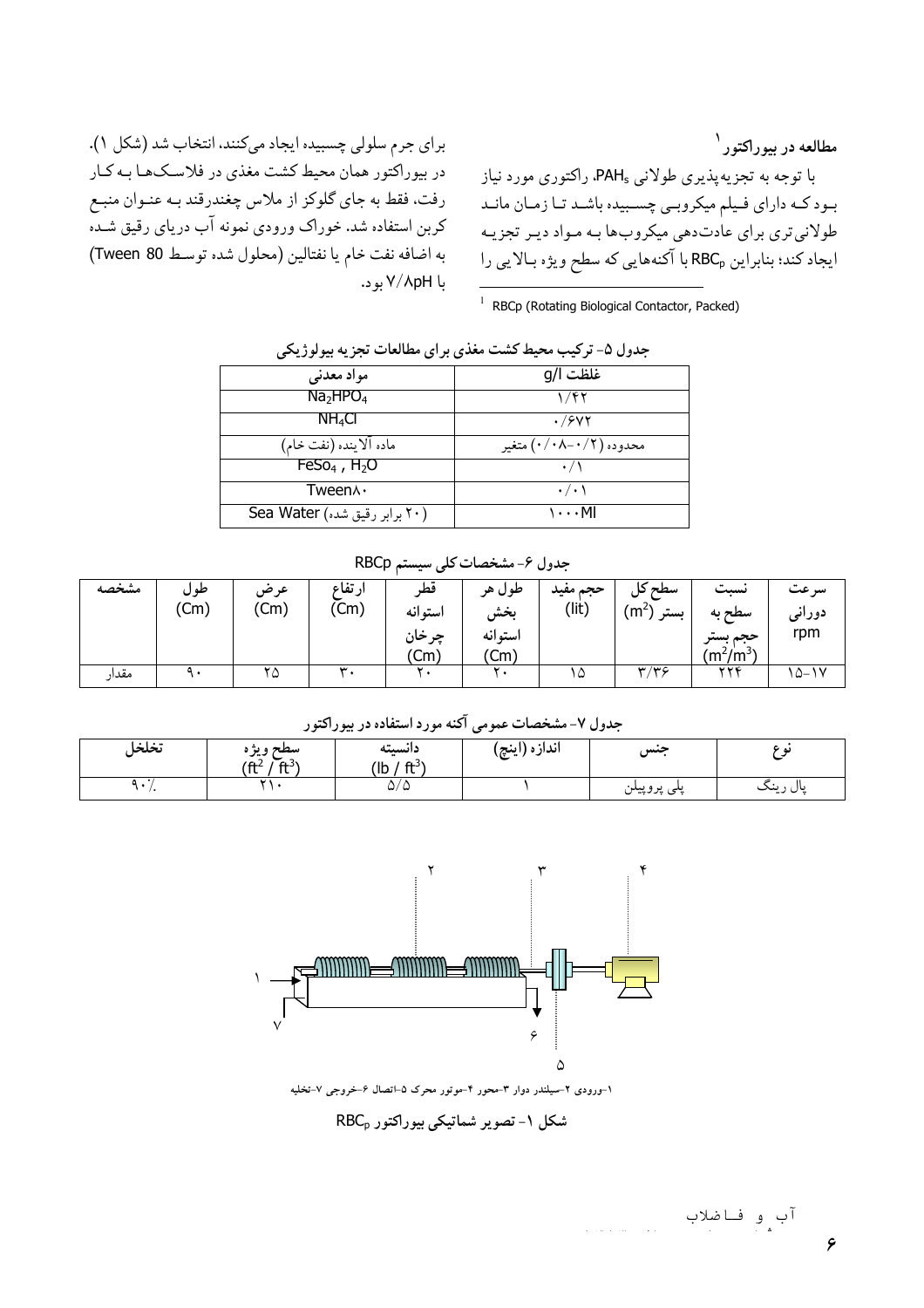### مطالعه در بیوراکتور[1]

با توجه به تجزیه‌پذیری طولانی PAHs، راکتوری مورد نیاز بود که دارای فیلم میکروبی چسبیده باشد تا زمان مانـد طولانی‌تری برای عادت‌دهی میکروب‌ها بـه مـواد دیـر تجزیـه ایجاد کند؛ بنابراین $RBC_p$ با آکنه‌هایی که سطح ویژه بـالایی را برای جرم سلولی چسبیده ایجاد می‌کنند، انتخاب شد (شکل ۱). در بیوراکتور همان محیط کشت مغذی در فلاسک‌ها بـه کـار رفت، فقط به جای گلوکز از ملاس چغندرقند بـه عنـوان منبـع کربن استفاده شد. خوراک ورودی نمونه آب دریای رقیق شـده به اضافه نفت خام یا نفتالین (محلول شده توسـط Tween 80) با pH۷/۸ بود.

[1] RBCp (Rotating Biological Contactor, Packed)

جدول ۵- ترکیب محیط کشت مغذی برای مطالعات تجزیه بیولوژیکی

| مواد معدنی | غلظت g/l |
|---|---|
| $Na_2HPO_4$ | ۱/۴۲ |
| $NH_4Cl$ | ۰/۶۷۲ |
| ماده آلاینده (نفت خام) | محدوده (۰/۲-۰/۰۸) متغیر |
| $FeSO_4$ , $H_2O$ | ۰/۱ |
| Tween۸۰ | ۰/۰۱ |
| Sea Water (۲۰ برابر رقیق شده) | ۱۰۰۰Ml |

جدول ۶- مشخصات کلی سیستم RBCp

| مشخصه | طول (Cm) | عرض (Cm) | ارتفاع (Cm) | قطر استوانه چرخان (Cm) | طول هر بخش استوانه (Cm) | حجم مفید (lit) | سطح کل بستر ($m^2$) | نسبت سطح به حجم بستر ($m^2/m^3$) | سرعت دورانی rpm |
|---|---|---|---|---|---|---|---|---|---|
| مقدار | ۹۰ | ۲۵ | ۳۰ | ۲۰ | ۲۰ | ۱۵ | ۳/۳۶ | ۲۲۴ | ۱۵-۱۷ |

جدول ۷- مشخصات عمومی آکنه مورد استفاده در بیوراکتور

| تخلخل | سطح ویژه ($ft^2/ft^3$) | دانسیته ($lb/ft^3$) | اندازه (اینچ) | جنس | نوع |
|---|---|---|---|---|---|
| ۹۰٪ | ۲۱۰ | ۵/۵ | ۱ | پلی پروپیلن | پال رینگ |

۱-ورودی ۲-سیلندر دوار ۳-محور ۴-موتور محرک ۵-اتصال ۶-خروجی ۷-تخلیه

شکل ۱- تصویر شماتیکی بیوراکتور $RBC_p$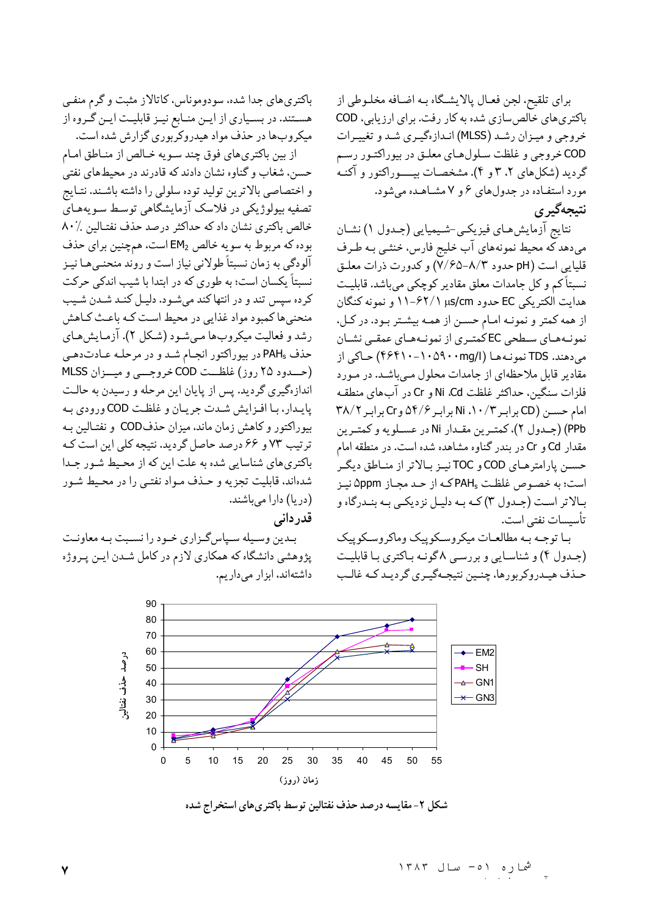برای تلقیح، لجن فعال پالایشگاه به اضافه مخلوطی از باکتری‌های خالص‌سازی شده به کار رفت. برای ارزیابی، COD خروجی و میزان رشد (MLSS) اندازه‌گیری شد و تغییرات COD خروجی و غلظت سلول‌های معلق در بیوراکتور رسم گردید (شکل‌های ۲، ۳ و ۴). مشخصات بیوراکتور و آکنه مورد استفاده در جدول‌های ۶ و ۷ مشاهده می‌شود.

## نتیجه‌گیری

نتایج آزمایش‌های فیزیکی-شیمیایی (جدول ۱) نشان می‌دهد که محیط نمونه‌های آب خلیج فارس، خنثی به طرف قلیایی است (pH حدود ۸/۳-۷/۶۵) و کدورت ذرات معلق نسبتاً کم و کل جامدات معلق مقادیر کوچکی می‌باشد. قابلیت هدایت الکتریکی EC حدود ۶۲/۱-۱۱ μs/cm و نمونه کنگان از همه کمتر و نمونه امام حسن از همه بیشتر بود. در کل، نمونه‌های سطحی EC کمتری از نمونه‌های عمقی نشان می‌دهند. TDS نمونه‌ها (۱۰۵۹۰۰-۴۶۴۱۰ mg/l) حاکی از مقادیر قابل ملاحظه‌ای از جامدات محلول می‌باشد. در مورد فلزات سنگین، حداکثر غلظت Cd، Ni و Cr در آب‌های منطقه امام حسن (CD برابر ۱۰/۳، Ni برابر ۵۴/۶ و Cr برابر ۳۸/۲ PPb) (جدول ۲)، کمترین مقدار Ni در عسلویه و کمترین مقدار Cd و Cr در بندر گناوه مشاهده شده است. در منطقه امام حسن پارامترهای COD و TOC نیز بالاتر از مناطق دیگر است؛ به خصوص غلظت $PAH_s$ که از حد مجاز ۵ppm نیز بالاتر است (جدول ۳) که به دلیل نزدیکی به بندرگاه و تأسیسات نفتی است.

با توجه به مطالعات میکروسکوپیک وماکروسکوپیک (جدول ۴) و شناسایی و بررسی ۸ گونه باکتری با قابلیت حذف هیدروکربورها، چنین نتیجه‌گیری گردید که غالب باکتری‌های جدا شده، سودوموناس، کاتالاز مثبت و گرم منفی هستند. در بسیاری از این منابع نیز قابلیت این گروه از میکروب‌ها در حذف مواد هیدروکربوری گزارش شده است.

از بین باکتری‌های فوق چند سویه خالص از مناطق امام حسن، شغاب و گناوه نشان دادند که قادرند در محیط‌های نفتی و اختصاصی بالاترین تولید توده سلولی را داشته باشند. نتایج تصفیه بیولوژیکی در فلاسک آزمایشگاهی توسط سویه‌های خالص باکتری نشان داد که حداکثر درصد حذف نفتالین ۸۰٪ بوده که مربوط به سویه خالص $EM_2$ است، همچنین برای حذف آلودگی به زمان نسبتاً طولانی نیاز است و روند منحنی‌ها نیز نسبتاً یکسان است؛ به طوری که در ابتدا با شیب اندکی حرکت کرده سپس تند و در انتها کند می‌شود. دلیل کند شدن شیب منحنی‌ها کمبود مواد غذایی در محیط است که باعث کاهش رشد و فعالیت میکروب‌ها می‌شود (شکل ۲). آزمایش‌های حذف $PAH_s$ در بیوراکتور انجام شد و در مرحله عادت‌دهی (حدود ۲۵ روز) غلظت COD خروجی و میزان MLSS اندازه‌گیری گردید. پس از پایان این مرحله و رسیدن به حالت پایدار، با افزایش شدت جریان و غلظت COD ورودی به بیوراکتور و کاهش زمان ماند، میزان حذف COD و نفتالین به ترتیب ۷۳ و ۶۶ درصد حاصل گردید. نتیجه کلی این است که باکتری‌های شناسایی شده به علت این که از محیط شور جدا شده‌اند، قابلیت تجزیه و حذف مواد نفتی را در محیط شور (دریا) دارا می‌باشند.

## قدردانی

بدین وسیله سپاس‌گزاری خود را نسبت به معاونت پژوهشی دانشگاه که همکاری لازم در کامل شدن این پروژه داشته‌اند، ابراز می‌داریم.

شکل ۲- مقایسه درصد حذف نفتالین توسط باکتری‌های استخراج شده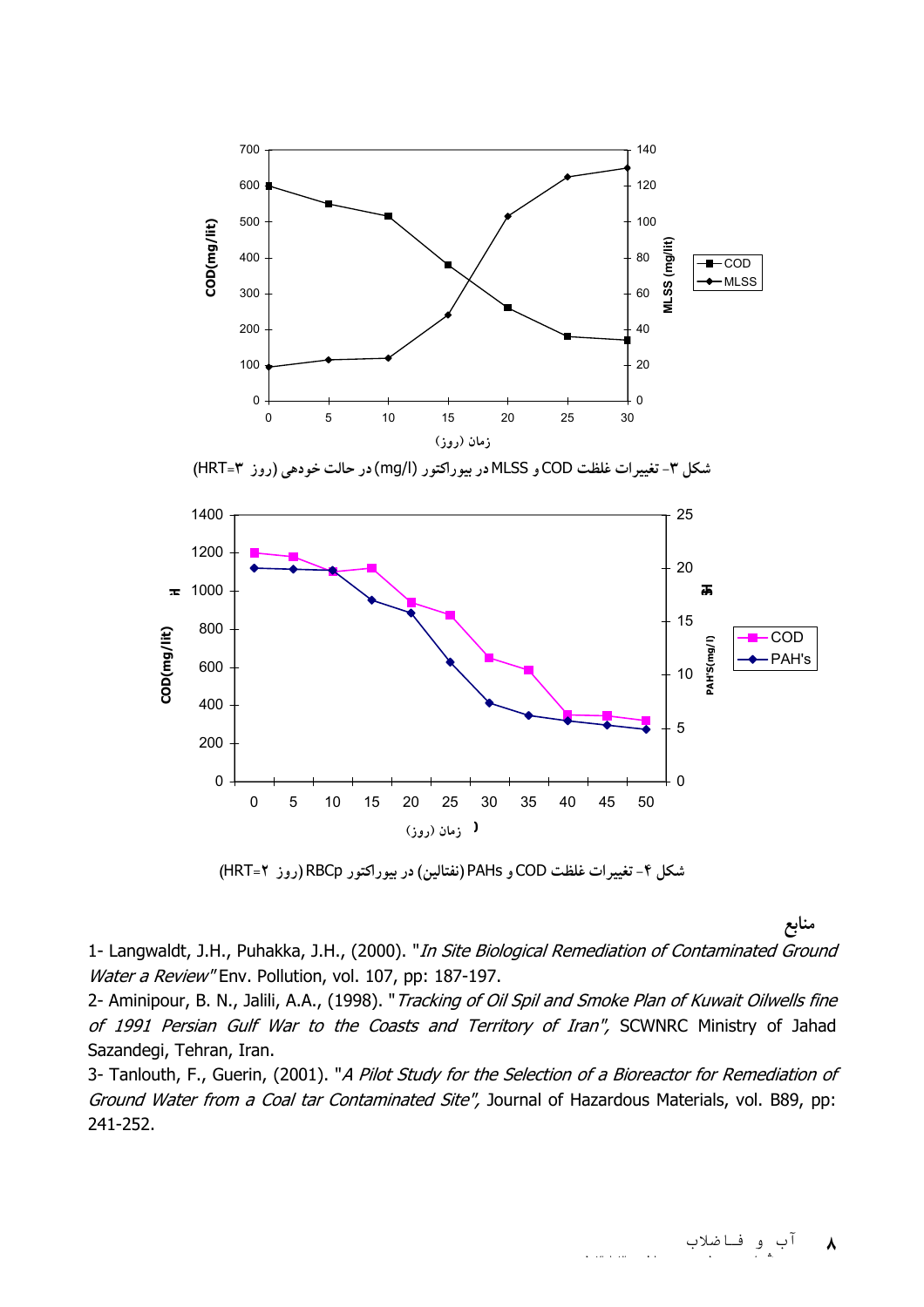شکل ۳- تغییرات غلظت COD و MLSS در بیوراکتور (mg/l) در حالت خودهی (روز ۳=HRT)

شکل ۴- تغییرات غلظت COD و PAHs (نفتالین) در بیوراکتور RBCp (روز ۲=HRT)

## منابع

1- Langwaldt, J.H., Puhakka, J.H., (2000). "*In Site Biological Remediation of Contaminated Ground Water a Review*" Env. Pollution, vol. 107, pp: 187-197.

2- Aminipour, B. N., Jalili, A.A., (1998). "*Tracking of Oil Spil and Smoke Plan of Kuwait Oilwells fine of 1991 Persian Gulf War to the Coasts and Territory of Iran",* SCWNRC Ministry of Jahad Sazandegi, Tehran, Iran.

3- Tanlouth, F., Guerin, (2001). "*A Pilot Study for the Selection of a Bioreactor for Remediation of Ground Water from a Coal tar Contaminated Site",* Journal of Hazardous Materials, vol. B89, pp: 241-252.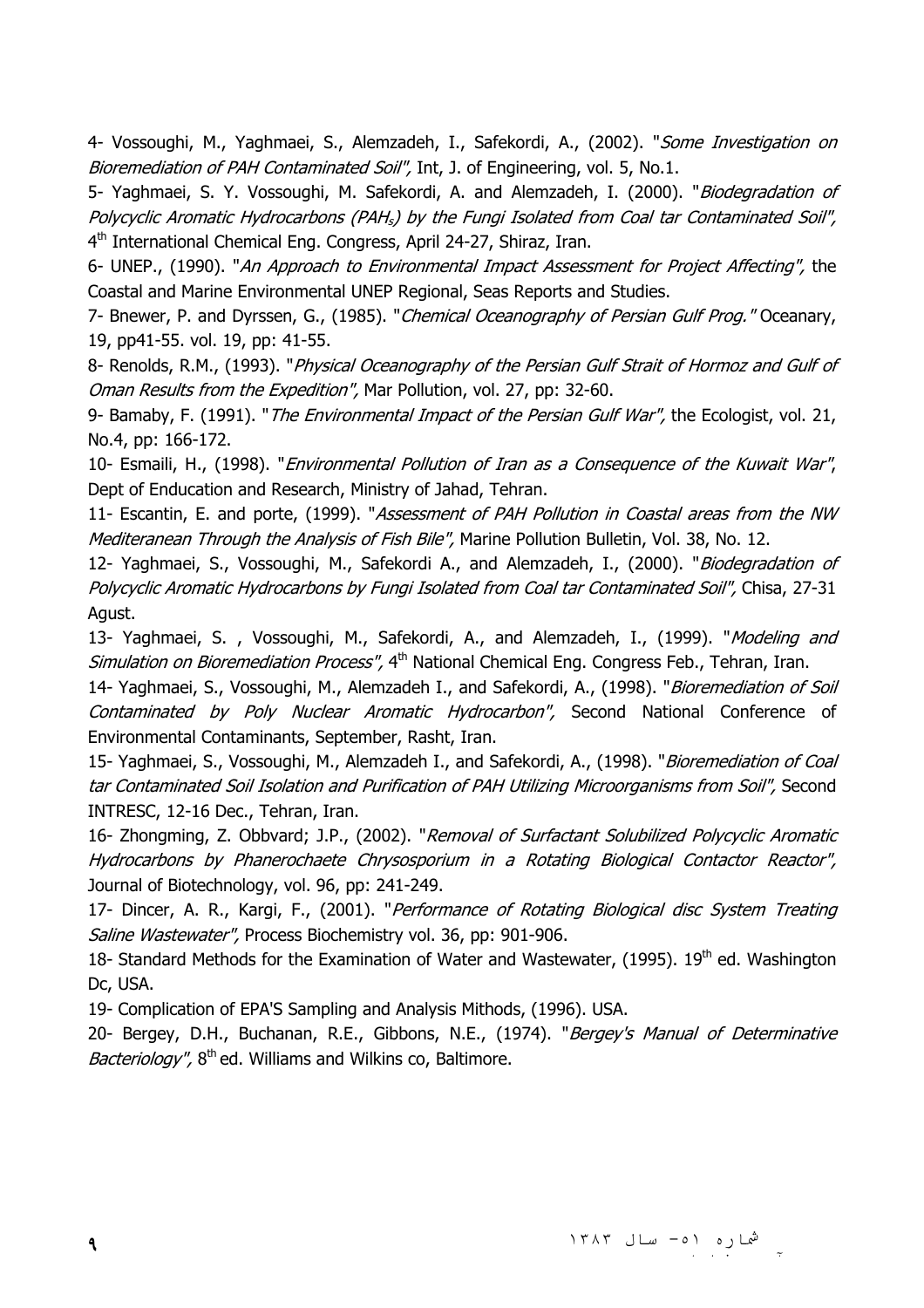4- Vossoughi, M., Yaghmaei, S., Alemzadeh, I., Safekordi, A., (2002). "*Some Investigation on Bioremediation of PAH Contaminated Soil",* Int, J. of Engineering, vol. 5, No.1.

5- Yaghmaei, S. Y. Vossoughi, M. Safekordi, A. and Alemzadeh, I. (2000). "*Biodegradation of Polycyclic Aromatic Hydrocarbons ($PAH_s$) by the Fungi Isolated from Coal tar Contaminated Soil",* 4th International Chemical Eng. Congress, April 24-27, Shiraz, Iran.

6- UNEP., (1990). "*An Approach to Environmental Impact Assessment for Project Affecting",* the Coastal and Marine Environmental UNEP Regional, Seas Reports and Studies.

7- Bnewer, P. and Dyrssen, G., (1985). "*Chemical Oceanography of Persian Gulf Prog."* Oceanary, 19, pp41-55. vol. 19, pp: 41-55.

8- Renolds, R.M., (1993). "*Physical Oceanography of the Persian Gulf Strait of Hormoz and Gulf of Oman Results from the Expedition",* Mar Pollution, vol. 27, pp: 32-60.

9- Bamaby, F. (1991). "*The Environmental Impact of the Persian Gulf War",* the Ecologist, vol. 21, No.4, pp: 166-172.

10- Esmaili, H., (1998). "*Environmental Pollution of Iran as a Consequence of the Kuwait War",* Dept of Enducation and Research, Ministry of Jahad, Tehran.

11- Escantin, E. and porte, (1999). "*Assessment of PAH Pollution in Coastal areas from the NW Mediteranean Through the Analysis of Fish Bile",* Marine Pollution Bulletin, Vol. 38, No. 12.

12- Yaghmaei, S., Vossoughi, M., Safekordi A., and Alemzadeh, I., (2000). "*Biodegradation of Polycyclic Aromatic Hydrocarbons by Fungi Isolated from Coal tar Contaminated Soil",* Chisa, 27-31 Agust.

13- Yaghmaei, S. , Vossoughi, M., Safekordi, A., and Alemzadeh, I., (1999). "*Modeling and Simulation on Bioremediation Process",* 4th National Chemical Eng. Congress Feb., Tehran, Iran.

14- Yaghmaei, S., Vossoughi, M., Alemzadeh I., and Safekordi, A., (1998). "*Bioremediation of Soil Contaminated by Poly Nuclear Aromatic Hydrocarbon",* Second National Conference of Environmental Contaminants, September, Rasht, Iran.

15- Yaghmaei, S., Vossoughi, M., Alemzadeh I., and Safekordi, A., (1998). "*Bioremediation of Coal tar Contaminated Soil Isolation and Purification of PAH Utilizing Microorganisms from Soil",* Second INTRESC, 12-16 Dec., Tehran, Iran.

16- Zhongming, Z. Obbvard; J.P., (2002). "*Removal of Surfactant Solubilized Polycyclic Aromatic Hydrocarbons by Phanerochaete Chrysosporium in a Rotating Biological Contactor Reactor",* Journal of Biotechnology, vol. 96, pp: 241-249.

17- Dincer, A. R., Kargi, F., (2001). "*Performance of Rotating Biological disc System Treating Saline Wastewater",* Process Biochemistry vol. 36, pp: 901-906.

18- Standard Methods for the Examination of Water and Wastewater, (1995). 19th ed. Washington Dc, USA.

19- Complication of EPA'S Sampling and Analysis Mithods, (1996). USA.

20- Bergey, D.H., Buchanan, R.E., Gibbons, N.E., (1974). "*Bergey's Manual of Determinative Bacteriology",* 8th ed. Williams and Wilkins co, Baltimore.